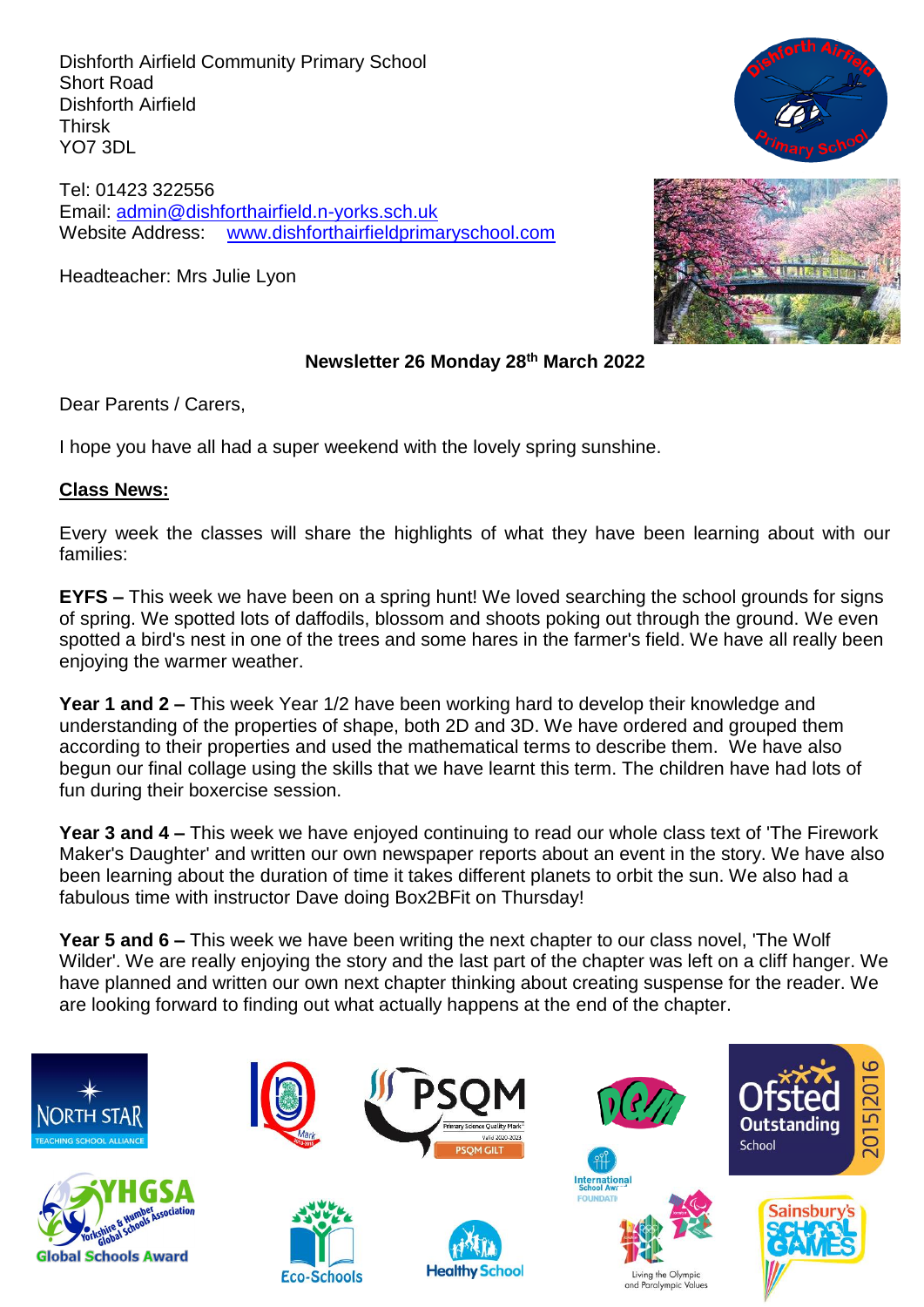Dishforth Airfield Community Primary School
Short Road
Dishforth Airfield
Thirsk
YO7 3DL

Tel: 01423 322556
Email: admin@dishforthairfield.n-yorks.sch.uk
Website Address: www.dishforthairfieldprimaryschool.com

Headteacher: Mrs Julie Lyon

**Newsletter 26 Monday 28th March 2022**

Dear Parents / Carers,

I hope you have all had a super weekend with the lovely spring sunshine.

## Class News:

Every week the classes will share the highlights of what they have been learning about with our families:

**EYFS –** This week we have been on a spring hunt! We loved searching the school grounds for signs of spring. We spotted lots of daffodils, blossom and shoots poking out through the ground. We even spotted a bird's nest in one of the trees and some hares in the farmer's field. We have all really been enjoying the warmer weather.

**Year 1 and 2 –** This week Year 1/2 have been working hard to develop their knowledge and understanding of the properties of shape, both 2D and 3D. We have ordered and grouped them according to their properties and used the mathematical terms to describe them. We have also begun our final collage using the skills that we have learnt this term. The children have had lots of fun during their boxercise session.

**Year 3 and 4 –** This week we have enjoyed continuing to read our whole class text of 'The Firework Maker's Daughter' and written our own newspaper reports about an event in the story. We have also been learning about the duration of time it takes different planets to orbit the sun. We also had a fabulous time with instructor Dave doing Box2BFit on Thursday!

**Year 5 and 6 –** This week we have been writing the next chapter to our class novel, 'The Wolf Wilder'. We are really enjoying the story and the last part of the chapter was left on a cliff hanger. We have planned and written our own next chapter thinking about creating suspense for the reader. We are looking forward to finding out what actually happens at the end of the chapter.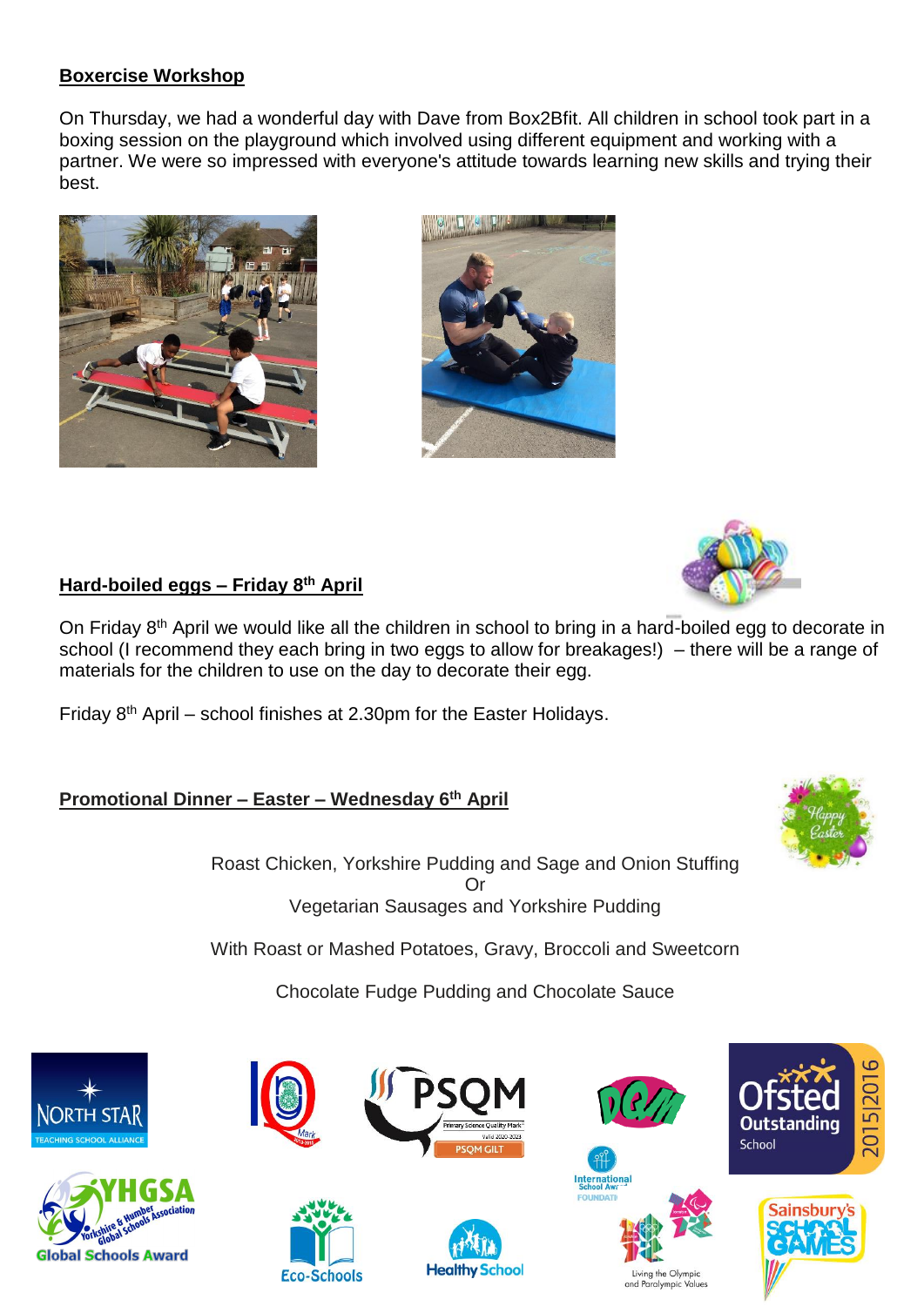## Boxercise Workshop

On Thursday, we had a wonderful day with Dave from Box2Bfit. All children in school took part in a boxing session on the playground which involved using different equipment and working with a partner. We were so impressed with everyone's attitude towards learning new skills and trying their best.

## Hard-boiled eggs – Friday 8th April

On Friday 8th April we would like all the children in school to bring in a hard-boiled egg to decorate in school (I recommend they each bring in two eggs to allow for breakages!) – there will be a range of materials for the children to use on the day to decorate their egg.

Friday 8th April – school finishes at 2.30pm for the Easter Holidays.

## Promotional Dinner – Easter – Wednesday 6th April

Roast Chicken, Yorkshire Pudding and Sage and Onion Stuffing
Or
Vegetarian Sausages and Yorkshire Pudding

With Roast or Mashed Potatoes, Gravy, Broccoli and Sweetcorn

Chocolate Fudge Pudding and Chocolate Sauce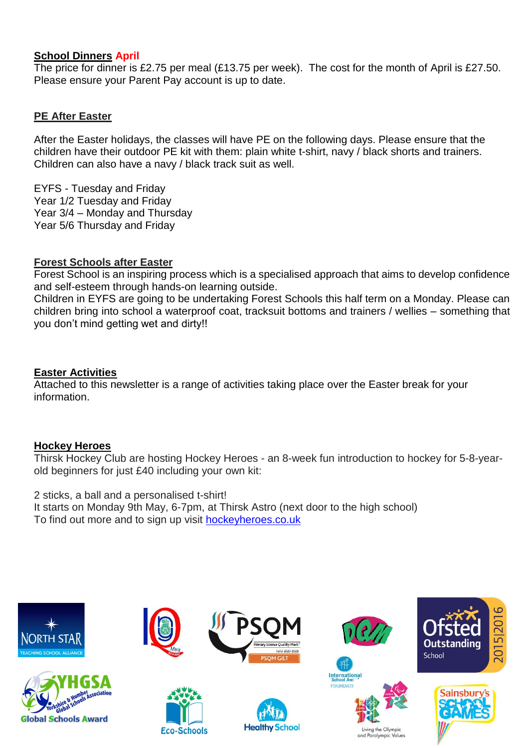**School Dinners April**

The price for dinner is £2.75 per meal (£13.75 per week). The cost for the month of April is £27.50. Please ensure your Parent Pay account is up to date.

**PE After Easter**

After the Easter holidays, the classes will have PE on the following days. Please ensure that the children have their outdoor PE kit with them: plain white t-shirt, navy / black shorts and trainers. Children can also have a navy / black track suit as well.

EYFS - Tuesday and Friday
Year 1/2 Tuesday and Friday
Year 3/4 – Monday and Thursday
Year 5/6 Thursday and Friday

**Forest Schools after Easter**

Forest School is an inspiring process which is a specialised approach that aims to develop confidence and self-esteem through hands-on learning outside.
Children in EYFS are going to be undertaking Forest Schools this half term on a Monday. Please can children bring into school a waterproof coat, tracksuit bottoms and trainers / wellies – something that you don't mind getting wet and dirty!!

**Easter Activities**

Attached to this newsletter is a range of activities taking place over the Easter break for your information.

**Hockey Heroes**

Thirsk Hockey Club are hosting Hockey Heroes - an 8-week fun introduction to hockey for 5-8-year-old beginners for just £40 including your own kit:

2 sticks, a ball and a personalised t-shirt!
It starts on Monday 9th May, 6-7pm, at Thirsk Astro (next door to the high school)
To find out more and to sign up visit [hockeyheroes.co.uk](hockeyheroes.co.uk)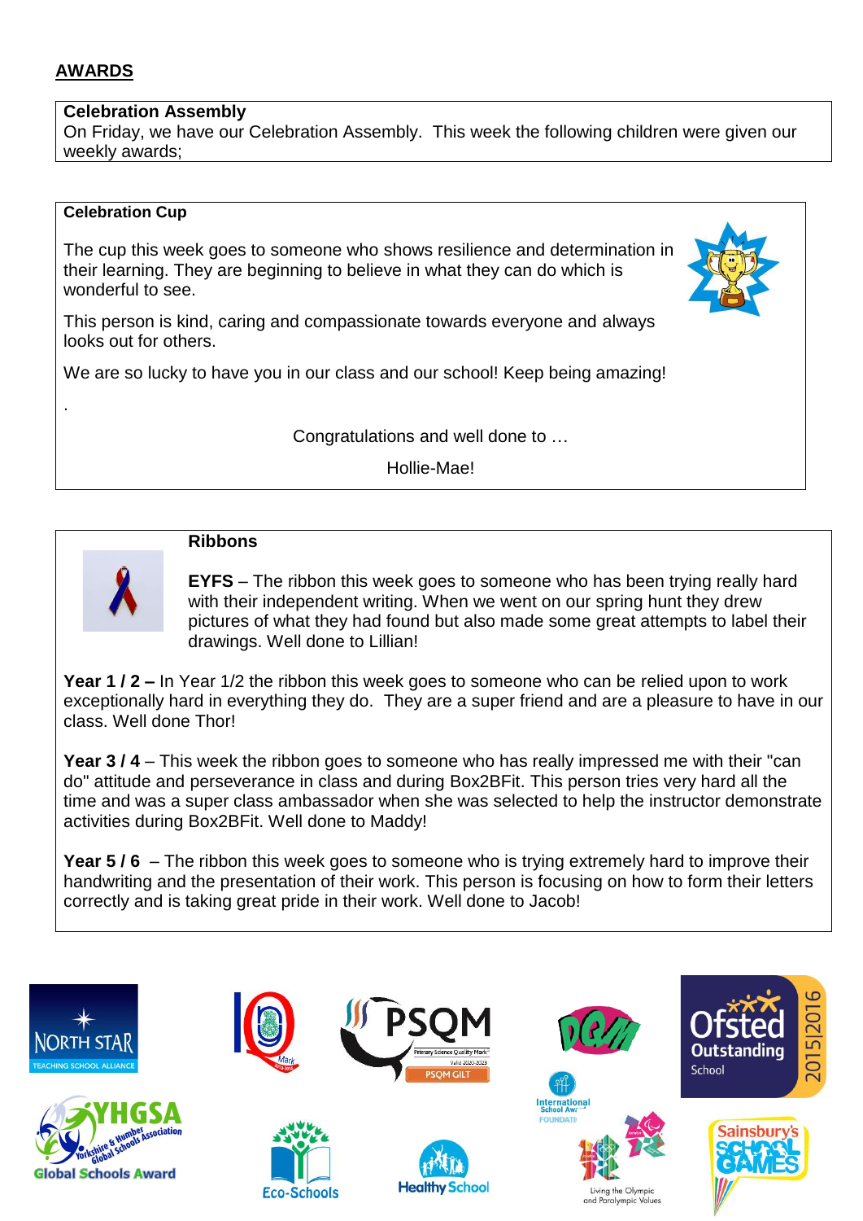## AWARDS

**Celebration Assembly**
On Friday, we have our Celebration Assembly. This week the following children were given our weekly awards;

**Celebration Cup**

The cup this week goes to someone who shows resilience and determination in their learning. They are beginning to believe in what they can do which is wonderful to see.

This person is kind, caring and compassionate towards everyone and always looks out for others.

We are so lucky to have you in our class and our school! Keep being amazing!

.

Congratulations and well done to …

Hollie-Mae!

**Ribbons**

**EYFS** – The ribbon this week goes to someone who has been trying really hard with their independent writing. When we went on our spring hunt they drew pictures of what they had found but also made some great attempts to label their drawings. Well done to Lillian!

**Year 1 / 2 –** In Year 1/2 the ribbon this week goes to someone who can be relied upon to work exceptionally hard in everything they do. They are a super friend and are a pleasure to have in our class. Well done Thor!

**Year 3 / 4** – This week the ribbon goes to someone who has really impressed me with their "can do" attitude and perseverance in class and during Box2BFit. This person tries very hard all the time and was a super class ambassador when she was selected to help the instructor demonstrate activities during Box2BFit. Well done to Maddy!

**Year 5 / 6** – The ribbon this week goes to someone who is trying extremely hard to improve their handwriting and the presentation of their work. This person is focusing on how to form their letters correctly and is taking great pride in their work. Well done to Jacob!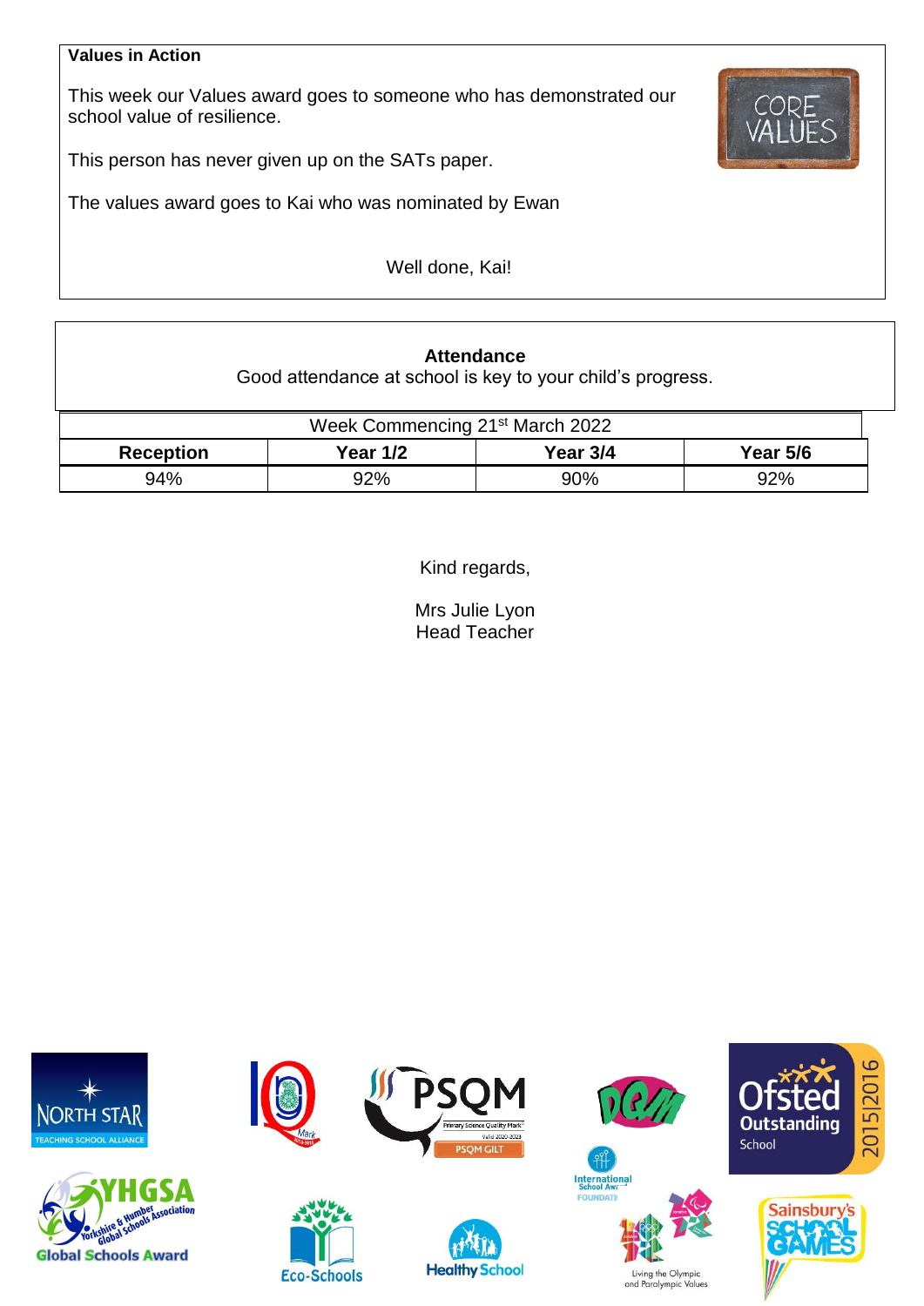**Values in Action**

This week our Values award goes to someone who has demonstrated our school value of resilience.

This person has never given up on the SATs paper.

The values award goes to Kai who was nominated by Ewan

Well done, Kai!

**Attendance**

Good attendance at school is key to your child's progress.

| Week Commencing 21st March 2022 | | | |
|---|---|---|---|
| **Reception** | **Year 1/2** | **Year 3/4** | **Year 5/6** |
| 94% | 92% | 90% | 92% |

Kind regards,

Mrs Julie Lyon
Head Teacher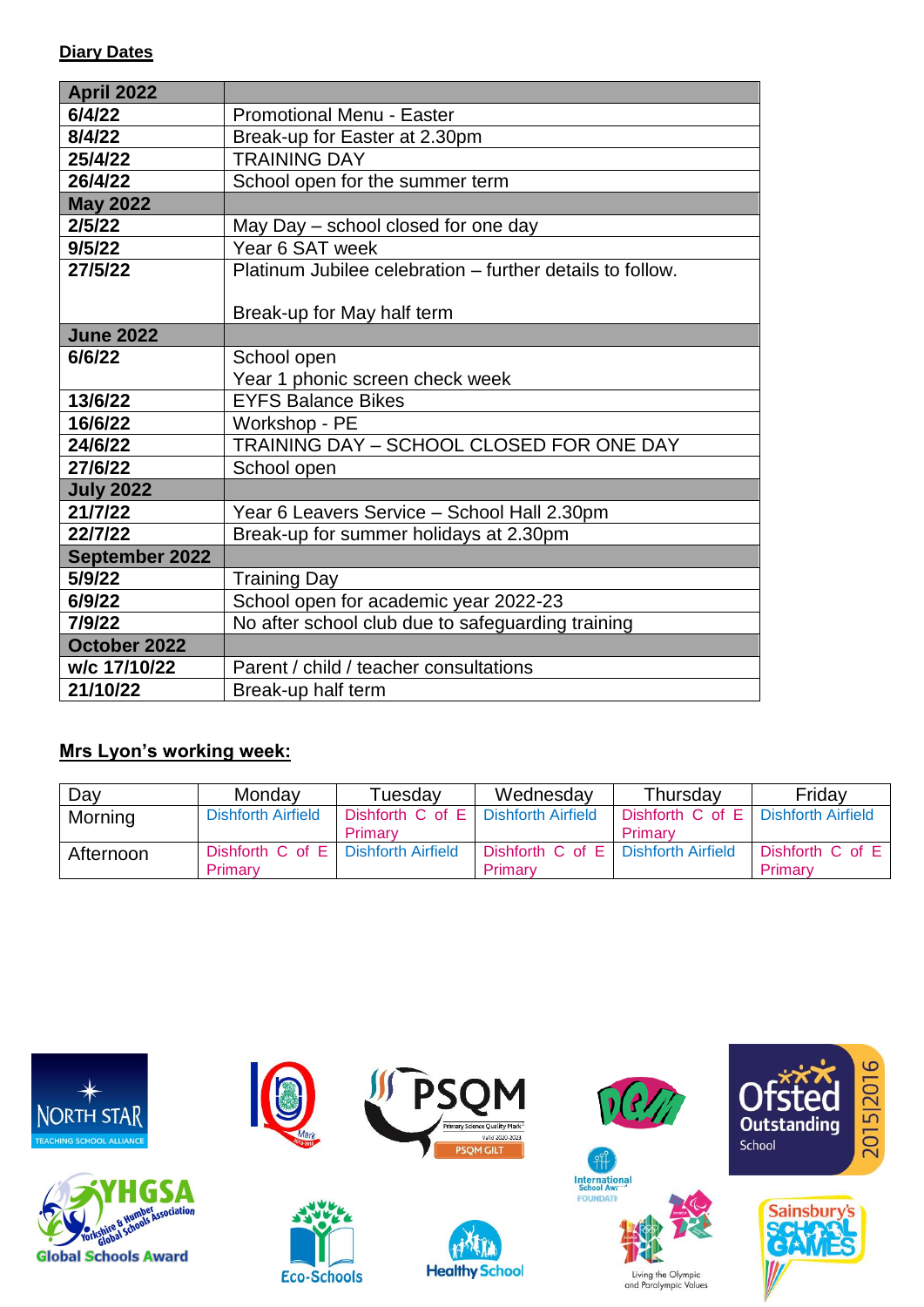## Diary Dates

| April 2022 | |
|---|---|
| 6/4/22 | Promotional Menu - Easter |
| 8/4/22 | Break-up for Easter at 2.30pm |
| 25/4/22 | TRAINING DAY |
| 26/4/22 | School open for the summer term |
| **May 2022** | |
| 2/5/22 | May Day – school closed for one day |
| 9/5/22 | Year 6 SAT week |
| 27/5/22 | Platinum Jubilee celebration – further details to follow.<br><br>Break-up for May half term |
| **June 2022** | |
| 6/6/22 | School open<br>Year 1 phonic screen check week |
| 13/6/22 | EYFS Balance Bikes |
| 16/6/22 | Workshop - PE |
| 24/6/22 | TRAINING DAY – SCHOOL CLOSED FOR ONE DAY |
| 27/6/22 | School open |
| **July 2022** | |
| 21/7/22 | Year 6 Leavers Service – School Hall 2.30pm |
| 22/7/22 | Break-up for summer holidays at 2.30pm |
| **September 2022** | |
| 5/9/22 | Training Day |
| 6/9/22 | School open for academic year 2022-23 |
| 7/9/22 | No after school club due to safeguarding training |
| **October 2022** | |
| w/c 17/10/22 | Parent / child / teacher consultations |
| 21/10/22 | Break-up half term |

## Mrs Lyon's working week:

| Day | Monday | Tuesday | Wednesday | Thursday | Friday |
|---|---|---|---|---|---|
| Morning | Dishforth Airfield | Dishforth C of E Primary | Dishforth Airfield | Dishforth C of E Primary | Dishforth Airfield |
| Afternoon | Dishforth C of E Primary | Dishforth Airfield | Dishforth C of E Primary | Dishforth Airfield | Dishforth C of E Primary |